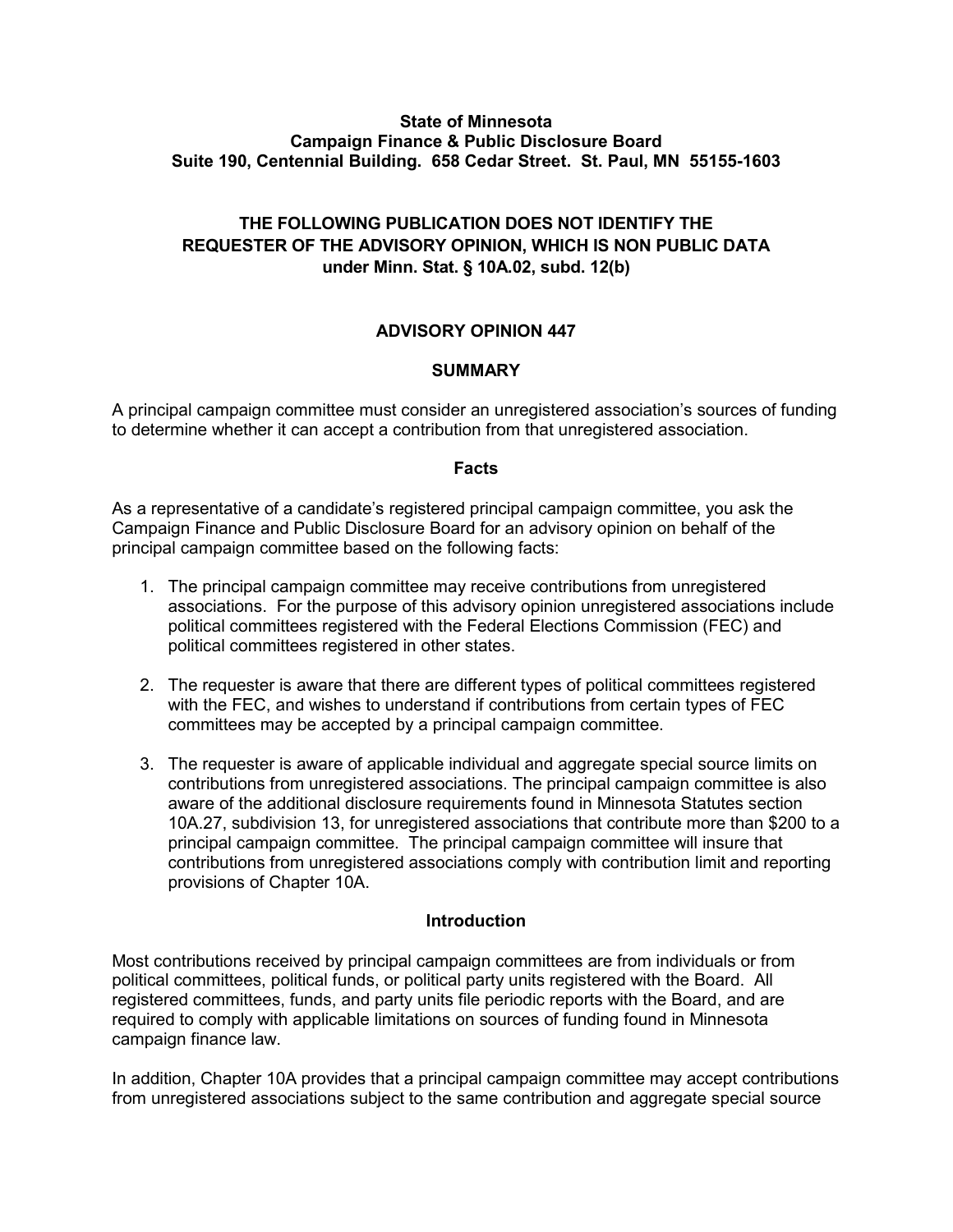**State of Minnesota**
**Campaign Finance & Public Disclosure Board**
**Suite 190, Centennial Building. 658 Cedar Street. St. Paul, MN 55155-1603**

**THE FOLLOWING PUBLICATION DOES NOT IDENTIFY THE REQUESTER OF THE ADVISORY OPINION, WHICH IS NON PUBLIC DATA under Minn. Stat. § 10A.02, subd. 12(b)**

# ADVISORY OPINION 447

## SUMMARY

A principal campaign committee must consider an unregistered association's sources of funding to determine whether it can accept a contribution from that unregistered association.

## Facts

As a representative of a candidate's registered principal campaign committee, you ask the Campaign Finance and Public Disclosure Board for an advisory opinion on behalf of the principal campaign committee based on the following facts:

1. The principal campaign committee may receive contributions from unregistered associations. For the purpose of this advisory opinion unregistered associations include political committees registered with the Federal Elections Commission (FEC) and political committees registered in other states.

2. The requester is aware that there are different types of political committees registered with the FEC, and wishes to understand if contributions from certain types of FEC committees may be accepted by a principal campaign committee.

3. The requester is aware of applicable individual and aggregate special source limits on contributions from unregistered associations. The principal campaign committee is also aware of the additional disclosure requirements found in Minnesota Statutes section 10A.27, subdivision 13, for unregistered associations that contribute more than $200 to a principal campaign committee. The principal campaign committee will insure that contributions from unregistered associations comply with contribution limit and reporting provisions of Chapter 10A.

## Introduction

Most contributions received by principal campaign committees are from individuals or from political committees, political funds, or political party units registered with the Board. All registered committees, funds, and party units file periodic reports with the Board, and are required to comply with applicable limitations on sources of funding found in Minnesota campaign finance law.

In addition, Chapter 10A provides that a principal campaign committee may accept contributions from unregistered associations subject to the same contribution and aggregate special source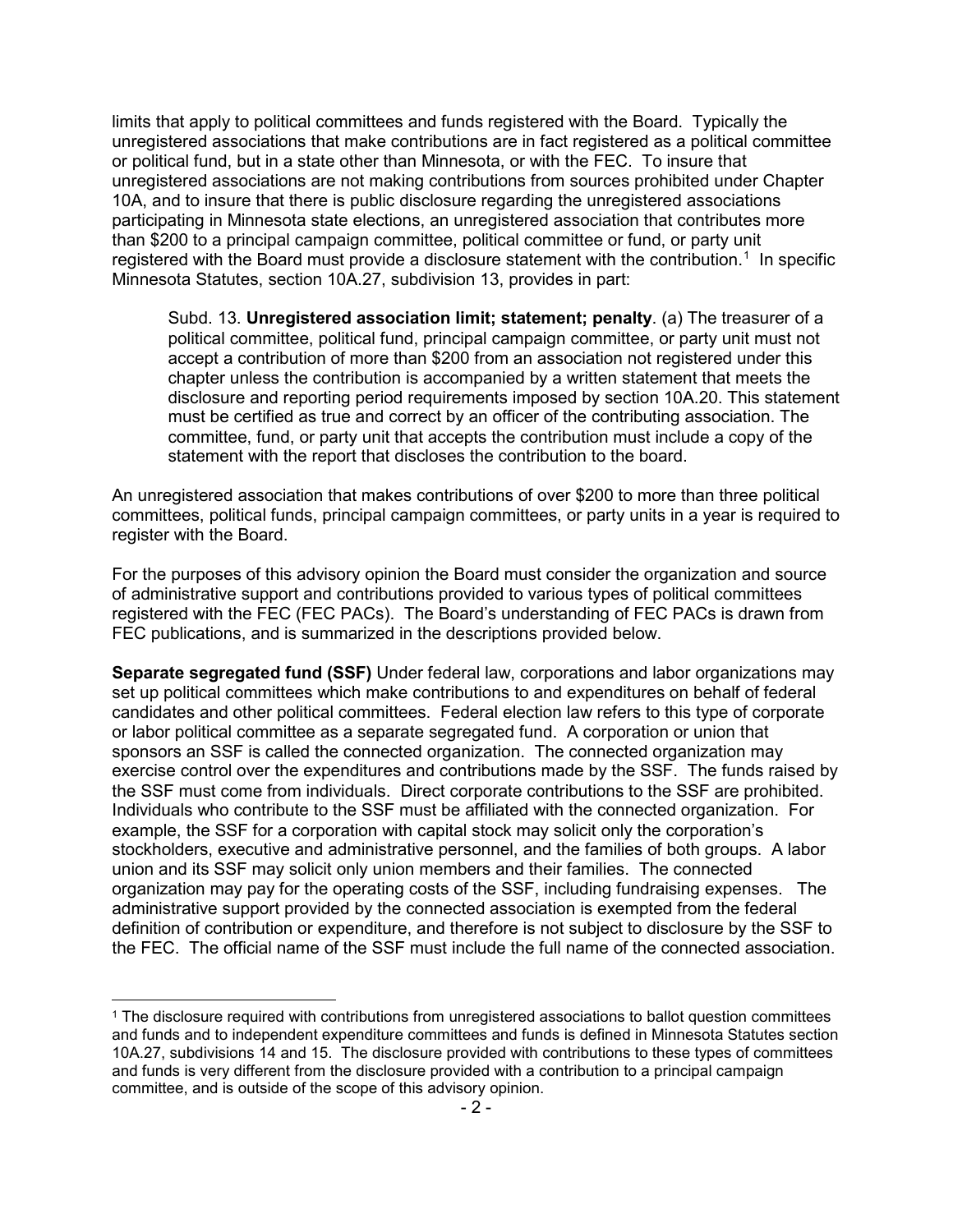limits that apply to political committees and funds registered with the Board. Typically the unregistered associations that make contributions are in fact registered as a political committee or political fund, but in a state other than Minnesota, or with the FEC. To insure that unregistered associations are not making contributions from sources prohibited under Chapter 10A, and to insure that there is public disclosure regarding the unregistered associations participating in Minnesota state elections, an unregistered association that contributes more than $200 to a principal campaign committee, political committee or fund, or party unit registered with the Board must provide a disclosure statement with the contribution.[1] In specific Minnesota Statutes, section 10A.27, subdivision 13, provides in part:

> Subd. 13. **Unregistered association limit; statement; penalty**. (a) The treasurer of a political committee, political fund, principal campaign committee, or party unit must not accept a contribution of more than $200 from an association not registered under this chapter unless the contribution is accompanied by a written statement that meets the disclosure and reporting period requirements imposed by section 10A.20. This statement must be certified as true and correct by an officer of the contributing association. The committee, fund, or party unit that accepts the contribution must include a copy of the statement with the report that discloses the contribution to the board.

An unregistered association that makes contributions of over $200 to more than three political committees, political funds, principal campaign committees, or party units in a year is required to register with the Board.

For the purposes of this advisory opinion the Board must consider the organization and source of administrative support and contributions provided to various types of political committees registered with the FEC (FEC PACs). The Board's understanding of FEC PACs is drawn from FEC publications, and is summarized in the descriptions provided below.

**Separate segregated fund (SSF)** Under federal law, corporations and labor organizations may set up political committees which make contributions to and expenditures on behalf of federal candidates and other political committees. Federal election law refers to this type of corporate or labor political committee as a separate segregated fund. A corporation or union that sponsors an SSF is called the connected organization. The connected organization may exercise control over the expenditures and contributions made by the SSF. The funds raised by the SSF must come from individuals. Direct corporate contributions to the SSF are prohibited. Individuals who contribute to the SSF must be affiliated with the connected organization. For example, the SSF for a corporation with capital stock may solicit only the corporation's stockholders, executive and administrative personnel, and the families of both groups. A labor union and its SSF may solicit only union members and their families. The connected organization may pay for the operating costs of the SSF, including fundraising expenses. The administrative support provided by the connected association is exempted from the federal definition of contribution or expenditure, and therefore is not subject to disclosure by the SSF to the FEC. The official name of the SSF must include the full name of the connected association.

[1] The disclosure required with contributions from unregistered associations to ballot question committees and funds and to independent expenditure committees and funds is defined in Minnesota Statutes section 10A.27, subdivisions 14 and 15. The disclosure provided with contributions to these types of committees and funds is very different from the disclosure provided with a contribution to a principal campaign committee, and is outside of the scope of this advisory opinion.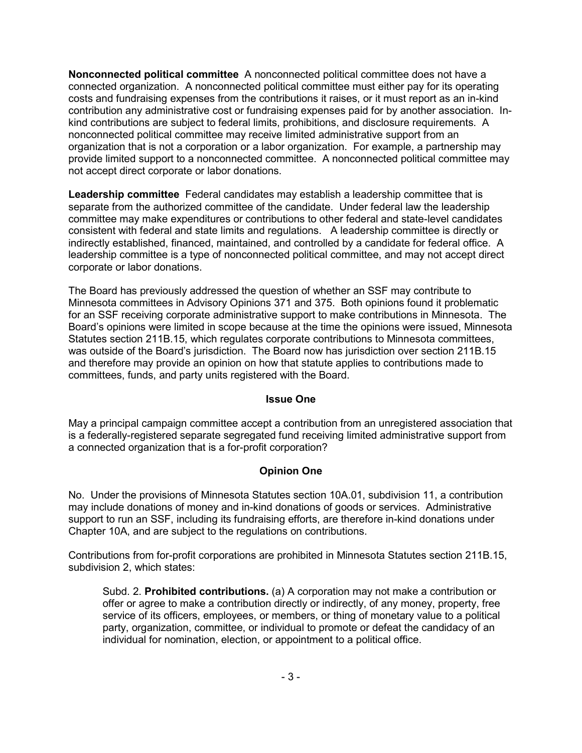**Nonconnected political committee** A nonconnected political committee does not have a connected organization. A nonconnected political committee must either pay for its operating costs and fundraising expenses from the contributions it raises, or it must report as an in-kind contribution any administrative cost or fundraising expenses paid for by another association. In-kind contributions are subject to federal limits, prohibitions, and disclosure requirements. A nonconnected political committee may receive limited administrative support from an organization that is not a corporation or a labor organization. For example, a partnership may provide limited support to a nonconnected committee. A nonconnected political committee may not accept direct corporate or labor donations.

**Leadership committee** Federal candidates may establish a leadership committee that is separate from the authorized committee of the candidate. Under federal law the leadership committee may make expenditures or contributions to other federal and state-level candidates consistent with federal and state limits and regulations. A leadership committee is directly or indirectly established, financed, maintained, and controlled by a candidate for federal office. A leadership committee is a type of nonconnected political committee, and may not accept direct corporate or labor donations.

The Board has previously addressed the question of whether an SSF may contribute to Minnesota committees in Advisory Opinions 371 and 375. Both opinions found it problematic for an SSF receiving corporate administrative support to make contributions in Minnesota. The Board's opinions were limited in scope because at the time the opinions were issued, Minnesota Statutes section 211B.15, which regulates corporate contributions to Minnesota committees, was outside of the Board's jurisdiction. The Board now has jurisdiction over section 211B.15 and therefore may provide an opinion on how that statute applies to contributions made to committees, funds, and party units registered with the Board.

## Issue One

May a principal campaign committee accept a contribution from an unregistered association that is a federally-registered separate segregated fund receiving limited administrative support from a connected organization that is a for-profit corporation?

## Opinion One

No. Under the provisions of Minnesota Statutes section 10A.01, subdivision 11, a contribution may include donations of money and in-kind donations of goods or services. Administrative support to run an SSF, including its fundraising efforts, are therefore in-kind donations under Chapter 10A, and are subject to the regulations on contributions.

Contributions from for-profit corporations are prohibited in Minnesota Statutes section 211B.15, subdivision 2, which states:

> Subd. 2. **Prohibited contributions.** (a) A corporation may not make a contribution or offer or agree to make a contribution directly or indirectly, of any money, property, free service of its officers, employees, or members, or thing of monetary value to a political party, organization, committee, or individual to promote or defeat the candidacy of an individual for nomination, election, or appointment to a political office.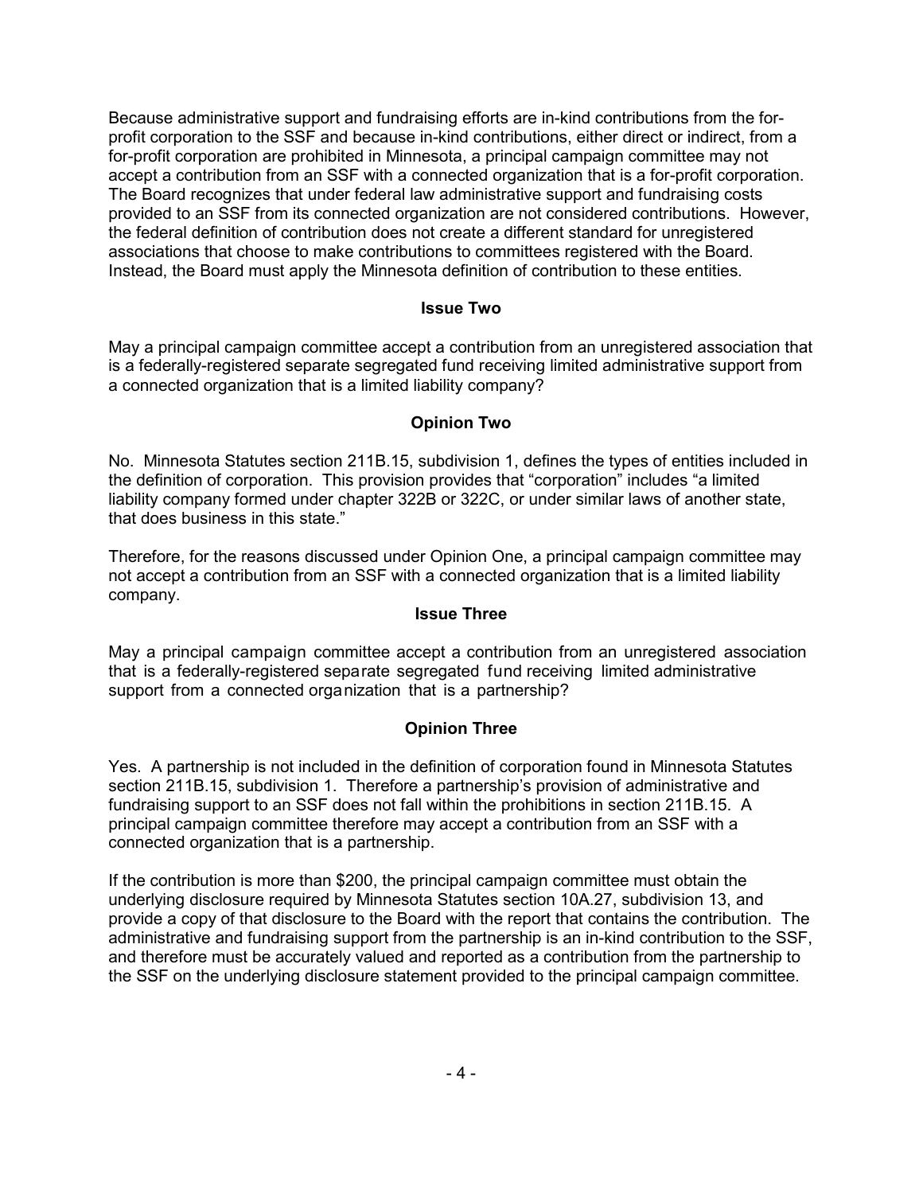Because administrative support and fundraising efforts are in-kind contributions from the for-profit corporation to the SSF and because in-kind contributions, either direct or indirect, from a for-profit corporation are prohibited in Minnesota, a principal campaign committee may not accept a contribution from an SSF with a connected organization that is a for-profit corporation. The Board recognizes that under federal law administrative support and fundraising costs provided to an SSF from its connected organization are not considered contributions. However, the federal definition of contribution does not create a different standard for unregistered associations that choose to make contributions to committees registered with the Board. Instead, the Board must apply the Minnesota definition of contribution to these entities.

**Issue Two**

May a principal campaign committee accept a contribution from an unregistered association that is a federally-registered separate segregated fund receiving limited administrative support from a connected organization that is a limited liability company?

**Opinion Two**

No. Minnesota Statutes section 211B.15, subdivision 1, defines the types of entities included in the definition of corporation. This provision provides that "corporation" includes "a limited liability company formed under chapter 322B or 322C, or under similar laws of another state, that does business in this state."

Therefore, for the reasons discussed under Opinion One, a principal campaign committee may not accept a contribution from an SSF with a connected organization that is a limited liability company.

**Issue Three**

May a principal campaign committee accept a contribution from an unregistered association that is a federally-registered separate segregated fund receiving limited administrative support from a connected organization that is a partnership?

**Opinion Three**

Yes. A partnership is not included in the definition of corporation found in Minnesota Statutes section 211B.15, subdivision 1. Therefore a partnership's provision of administrative and fundraising support to an SSF does not fall within the prohibitions in section 211B.15. A principal campaign committee therefore may accept a contribution from an SSF with a connected organization that is a partnership.

If the contribution is more than $200, the principal campaign committee must obtain the underlying disclosure required by Minnesota Statutes section 10A.27, subdivision 13, and provide a copy of that disclosure to the Board with the report that contains the contribution. The administrative and fundraising support from the partnership is an in-kind contribution to the SSF, and therefore must be accurately valued and reported as a contribution from the partnership to the SSF on the underlying disclosure statement provided to the principal campaign committee.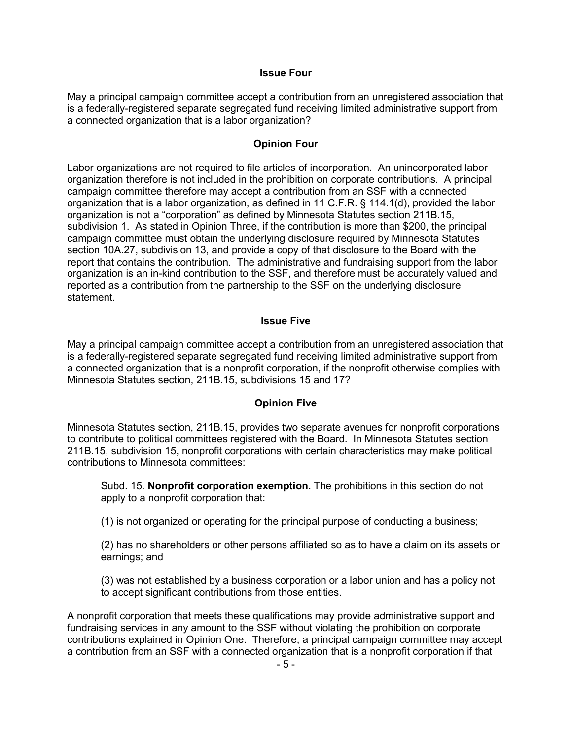### Issue Four

May a principal campaign committee accept a contribution from an unregistered association that is a federally-registered separate segregated fund receiving limited administrative support from a connected organization that is a labor organization?

### Opinion Four

Labor organizations are not required to file articles of incorporation. An unincorporated labor organization therefore is not included in the prohibition on corporate contributions. A principal campaign committee therefore may accept a contribution from an SSF with a connected organization that is a labor organization, as defined in 11 C.F.R. § 114.1(d), provided the labor organization is not a "corporation" as defined by Minnesota Statutes section 211B.15, subdivision 1. As stated in Opinion Three, if the contribution is more than $200, the principal campaign committee must obtain the underlying disclosure required by Minnesota Statutes section 10A.27, subdivision 13, and provide a copy of that disclosure to the Board with the report that contains the contribution. The administrative and fundraising support from the labor organization is an in-kind contribution to the SSF, and therefore must be accurately valued and reported as a contribution from the partnership to the SSF on the underlying disclosure statement.

### Issue Five

May a principal campaign committee accept a contribution from an unregistered association that is a federally-registered separate segregated fund receiving limited administrative support from a connected organization that is a nonprofit corporation, if the nonprofit otherwise complies with Minnesota Statutes section, 211B.15, subdivisions 15 and 17?

### Opinion Five

Minnesota Statutes section, 211B.15, provides two separate avenues for nonprofit corporations to contribute to political committees registered with the Board. In Minnesota Statutes section 211B.15, subdivision 15, nonprofit corporations with certain characteristics may make political contributions to Minnesota committees:

> Subd. 15. **Nonprofit corporation exemption.** The prohibitions in this section do not apply to a nonprofit corporation that:
>
> (1) is not organized or operating for the principal purpose of conducting a business;
>
> (2) has no shareholders or other persons affiliated so as to have a claim on its assets or earnings; and
>
> (3) was not established by a business corporation or a labor union and has a policy not to accept significant contributions from those entities.

A nonprofit corporation that meets these qualifications may provide administrative support and fundraising services in any amount to the SSF without violating the prohibition on corporate contributions explained in Opinion One. Therefore, a principal campaign committee may accept a contribution from an SSF with a connected organization that is a nonprofit corporation if that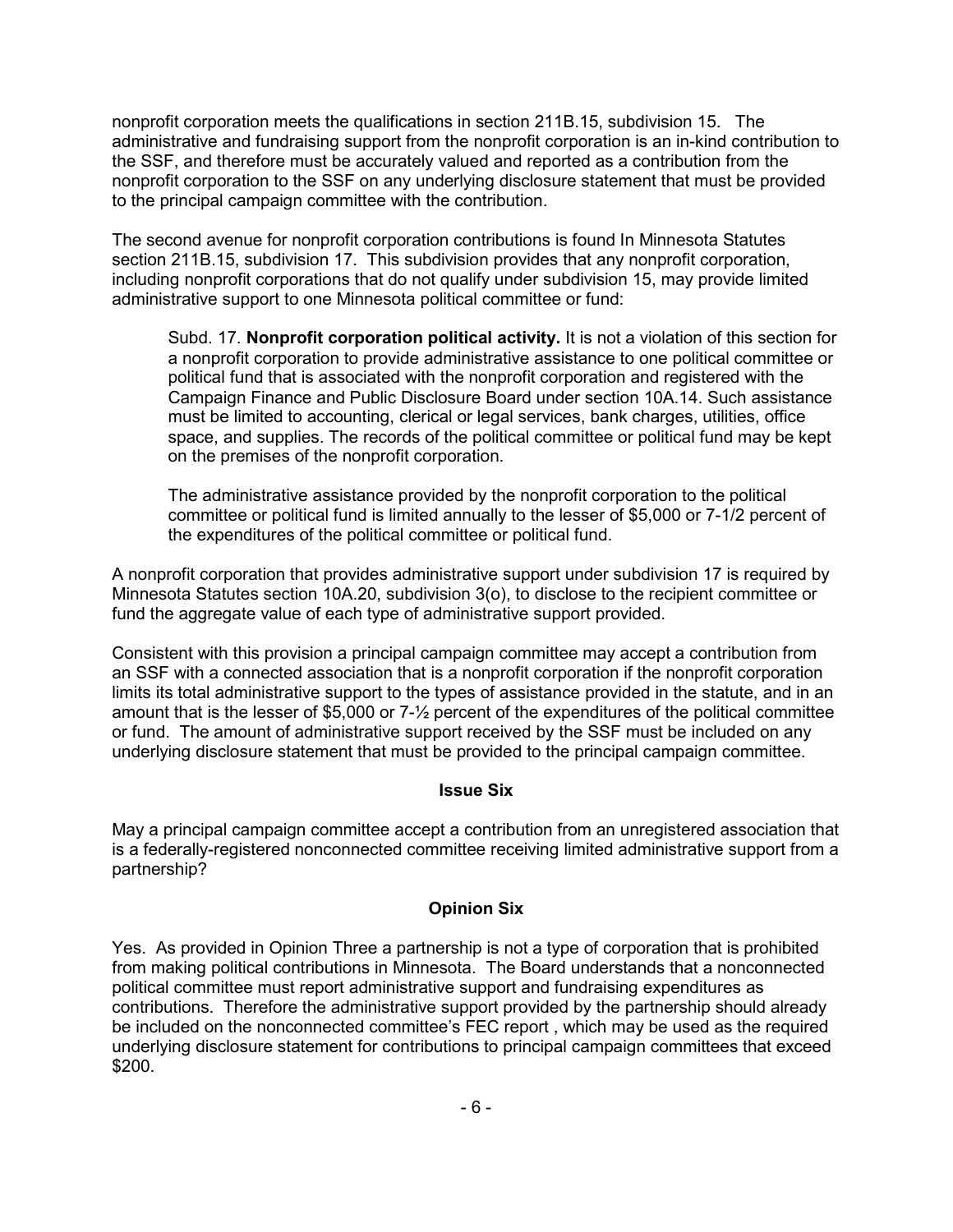nonprofit corporation meets the qualifications in section 211B.15, subdivision 15. The administrative and fundraising support from the nonprofit corporation is an in-kind contribution to the SSF, and therefore must be accurately valued and reported as a contribution from the nonprofit corporation to the SSF on any underlying disclosure statement that must be provided to the principal campaign committee with the contribution.

The second avenue for nonprofit corporation contributions is found In Minnesota Statutes section 211B.15, subdivision 17. This subdivision provides that any nonprofit corporation, including nonprofit corporations that do not qualify under subdivision 15, may provide limited administrative support to one Minnesota political committee or fund:

> Subd. 17. **Nonprofit corporation political activity.** It is not a violation of this section for a nonprofit corporation to provide administrative assistance to one political committee or political fund that is associated with the nonprofit corporation and registered with the Campaign Finance and Public Disclosure Board under section 10A.14. Such assistance must be limited to accounting, clerical or legal services, bank charges, utilities, office space, and supplies. The records of the political committee or political fund may be kept on the premises of the nonprofit corporation.
>
> The administrative assistance provided by the nonprofit corporation to the political committee or political fund is limited annually to the lesser of $5,000 or 7-1/2 percent of the expenditures of the political committee or political fund.

A nonprofit corporation that provides administrative support under subdivision 17 is required by Minnesota Statutes section 10A.20, subdivision 3(o), to disclose to the recipient committee or fund the aggregate value of each type of administrative support provided.

Consistent with this provision a principal campaign committee may accept a contribution from an SSF with a connected association that is a nonprofit corporation if the nonprofit corporation limits its total administrative support to the types of assistance provided in the statute, and in an amount that is the lesser of $5,000 or 7-½ percent of the expenditures of the political committee or fund. The amount of administrative support received by the SSF must be included on any underlying disclosure statement that must be provided to the principal campaign committee.

**Issue Six**

May a principal campaign committee accept a contribution from an unregistered association that is a federally-registered nonconnected committee receiving limited administrative support from a partnership?

**Opinion Six**

Yes. As provided in Opinion Three a partnership is not a type of corporation that is prohibited from making political contributions in Minnesota. The Board understands that a nonconnected political committee must report administrative support and fundraising expenditures as contributions. Therefore the administrative support provided by the partnership should already be included on the nonconnected committee's FEC report , which may be used as the required underlying disclosure statement for contributions to principal campaign committees that exceed $200.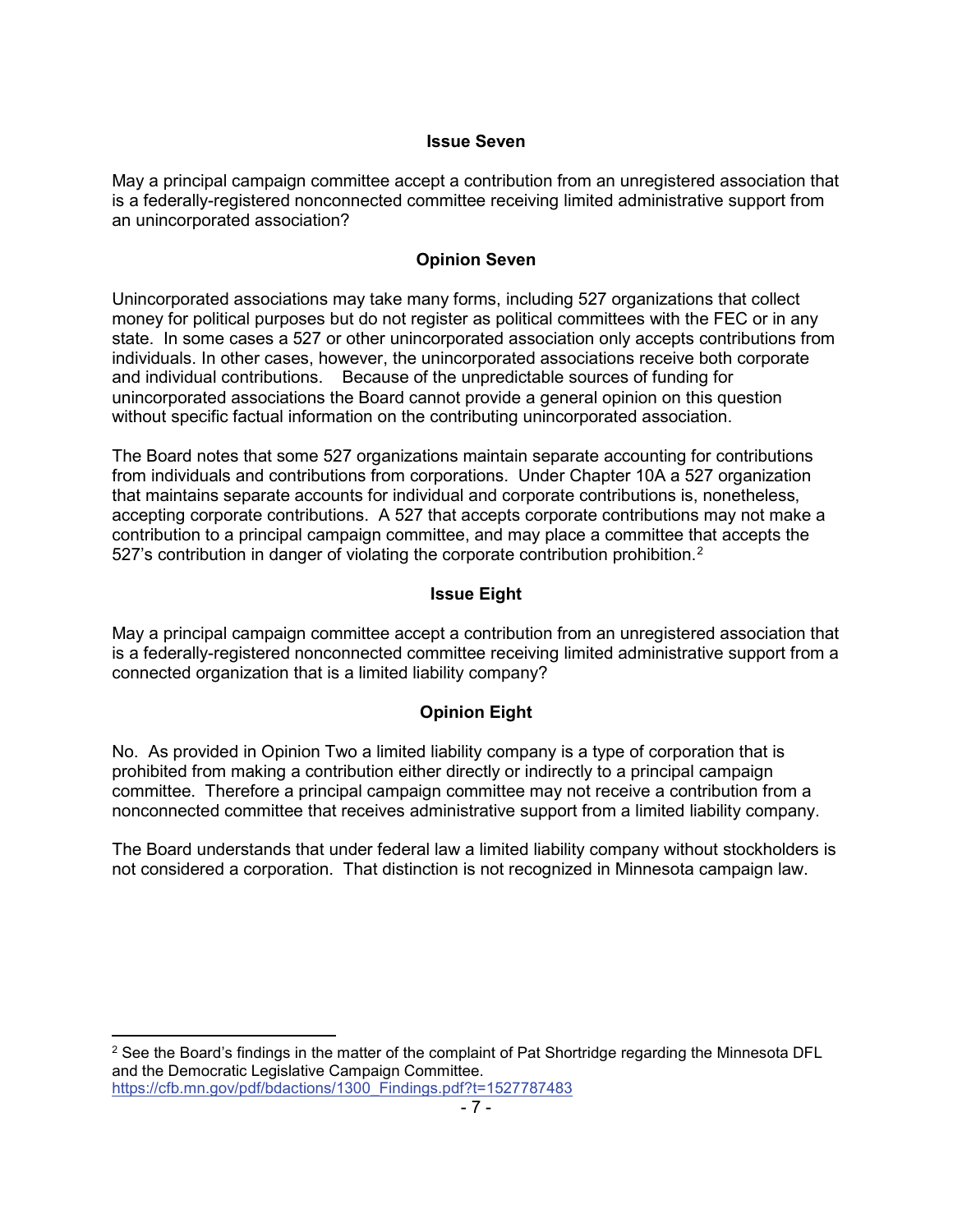**Issue Seven**

May a principal campaign committee accept a contribution from an unregistered association that is a federally-registered nonconnected committee receiving limited administrative support from an unincorporated association?

**Opinion Seven**

Unincorporated associations may take many forms, including 527 organizations that collect money for political purposes but do not register as political committees with the FEC or in any state. In some cases a 527 or other unincorporated association only accepts contributions from individuals. In other cases, however, the unincorporated associations receive both corporate and individual contributions. Because of the unpredictable sources of funding for unincorporated associations the Board cannot provide a general opinion on this question without specific factual information on the contributing unincorporated association.

The Board notes that some 527 organizations maintain separate accounting for contributions from individuals and contributions from corporations. Under Chapter 10A a 527 organization that maintains separate accounts for individual and corporate contributions is, nonetheless, accepting corporate contributions. A 527 that accepts corporate contributions may not make a contribution to a principal campaign committee, and may place a committee that accepts the 527's contribution in danger of violating the corporate contribution prohibition.[2]

**Issue Eight**

May a principal campaign committee accept a contribution from an unregistered association that is a federally-registered nonconnected committee receiving limited administrative support from a connected organization that is a limited liability company?

**Opinion Eight**

No. As provided in Opinion Two a limited liability company is a type of corporation that is prohibited from making a contribution either directly or indirectly to a principal campaign committee. Therefore a principal campaign committee may not receive a contribution from a nonconnected committee that receives administrative support from a limited liability company.

The Board understands that under federal law a limited liability company without stockholders is not considered a corporation. That distinction is not recognized in Minnesota campaign law.

---

[2] See the Board's findings in the matter of the complaint of Pat Shortridge regarding the Minnesota DFL and the Democratic Legislative Campaign Committee. https://cfb.mn.gov/pdf/bdactions/1300_Findings.pdf?t=1527787483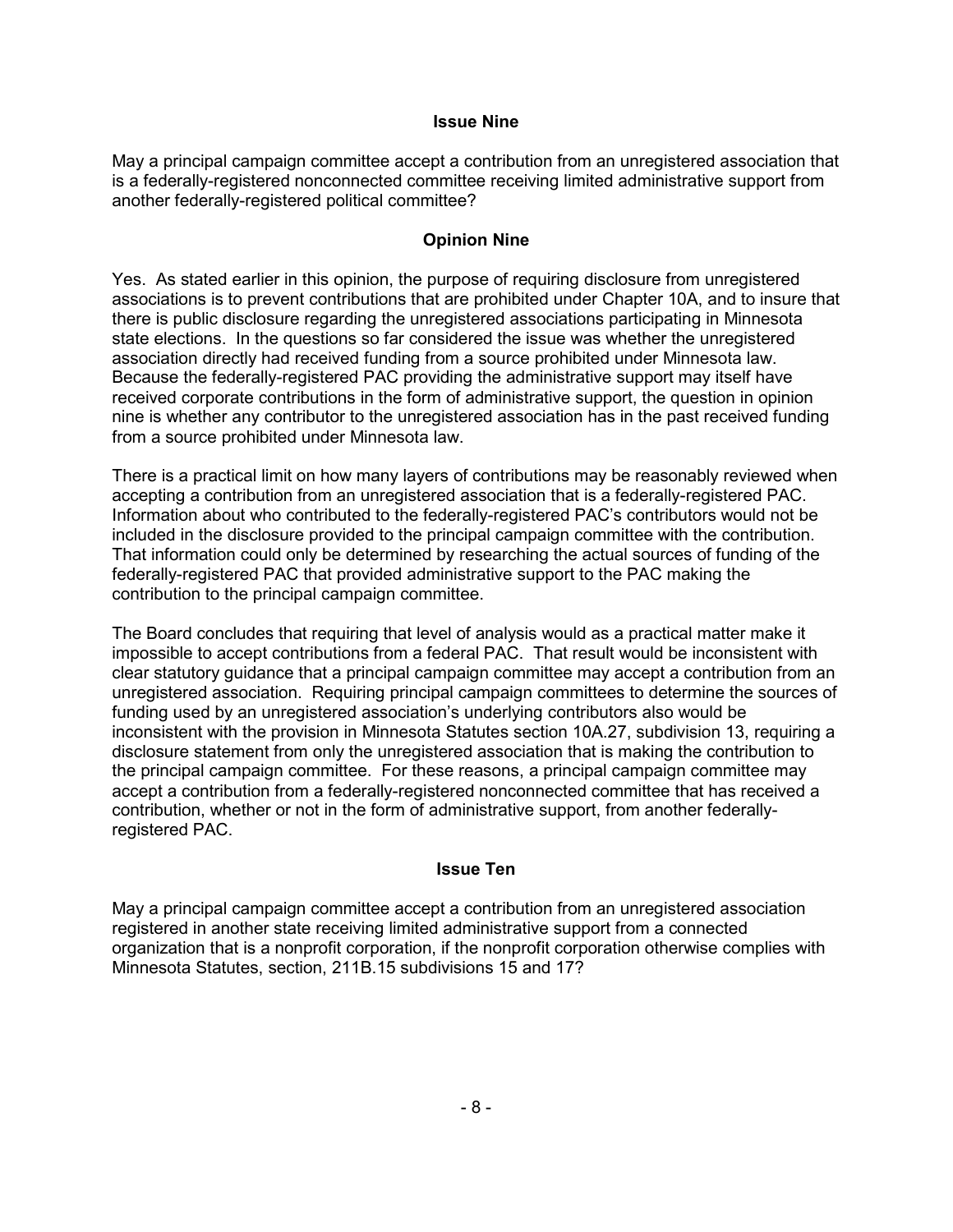### Issue Nine

May a principal campaign committee accept a contribution from an unregistered association that is a federally-registered nonconnected committee receiving limited administrative support from another federally-registered political committee?

### Opinion Nine

Yes. As stated earlier in this opinion, the purpose of requiring disclosure from unregistered associations is to prevent contributions that are prohibited under Chapter 10A, and to insure that there is public disclosure regarding the unregistered associations participating in Minnesota state elections. In the questions so far considered the issue was whether the unregistered association directly had received funding from a source prohibited under Minnesota law. Because the federally-registered PAC providing the administrative support may itself have received corporate contributions in the form of administrative support, the question in opinion nine is whether any contributor to the unregistered association has in the past received funding from a source prohibited under Minnesota law.

There is a practical limit on how many layers of contributions may be reasonably reviewed when accepting a contribution from an unregistered association that is a federally-registered PAC. Information about who contributed to the federally-registered PAC's contributors would not be included in the disclosure provided to the principal campaign committee with the contribution. That information could only be determined by researching the actual sources of funding of the federally-registered PAC that provided administrative support to the PAC making the contribution to the principal campaign committee.

The Board concludes that requiring that level of analysis would as a practical matter make it impossible to accept contributions from a federal PAC. That result would be inconsistent with clear statutory guidance that a principal campaign committee may accept a contribution from an unregistered association. Requiring principal campaign committees to determine the sources of funding used by an unregistered association's underlying contributors also would be inconsistent with the provision in Minnesota Statutes section 10A.27, subdivision 13, requiring a disclosure statement from only the unregistered association that is making the contribution to the principal campaign committee. For these reasons, a principal campaign committee may accept a contribution from a federally-registered nonconnected committee that has received a contribution, whether or not in the form of administrative support, from another federally-registered PAC.

### Issue Ten

May a principal campaign committee accept a contribution from an unregistered association registered in another state receiving limited administrative support from a connected organization that is a nonprofit corporation, if the nonprofit corporation otherwise complies with Minnesota Statutes, section, 211B.15 subdivisions 15 and 17?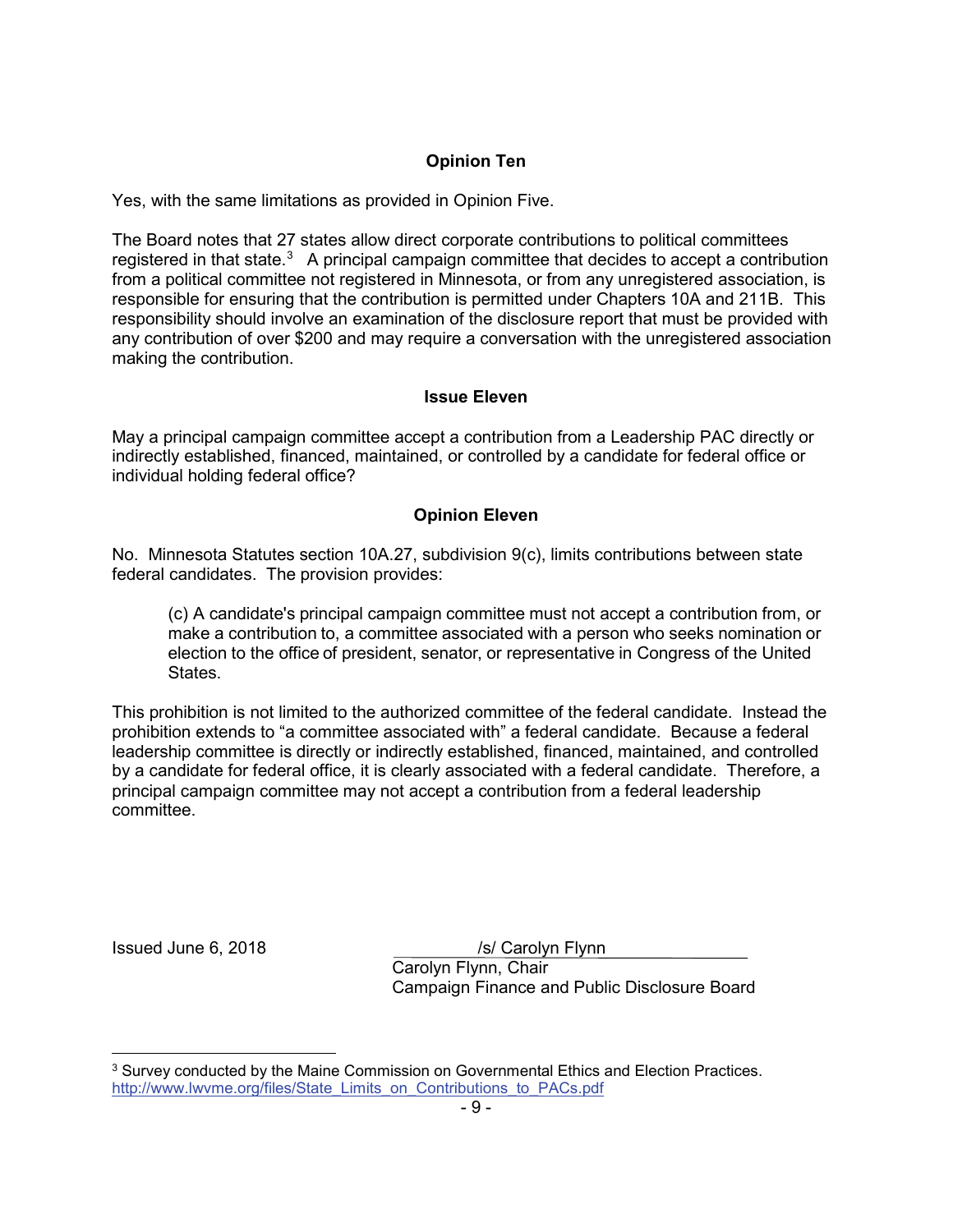**Opinion Ten**

Yes, with the same limitations as provided in Opinion Five.

The Board notes that 27 states allow direct corporate contributions to political committees registered in that state.[3] A principal campaign committee that decides to accept a contribution from a political committee not registered in Minnesota, or from any unregistered association, is responsible for ensuring that the contribution is permitted under Chapters 10A and 211B. This responsibility should involve an examination of the disclosure report that must be provided with any contribution of over $200 and may require a conversation with the unregistered association making the contribution.

**Issue Eleven**

May a principal campaign committee accept a contribution from a Leadership PAC directly or indirectly established, financed, maintained, or controlled by a candidate for federal office or individual holding federal office?

**Opinion Eleven**

No. Minnesota Statutes section 10A.27, subdivision 9(c), limits contributions between state federal candidates. The provision provides:

> (c) A candidate's principal campaign committee must not accept a contribution from, or make a contribution to, a committee associated with a person who seeks nomination or election to the office of president, senator, or representative in Congress of the United States.

This prohibition is not limited to the authorized committee of the federal candidate. Instead the prohibition extends to "a committee associated with" a federal candidate. Because a federal leadership committee is directly or indirectly established, financed, maintained, and controlled by a candidate for federal office, it is clearly associated with a federal candidate. Therefore, a principal campaign committee may not accept a contribution from a federal leadership committee.

Issued June 6, 2018

/s/ Carolyn Flynn
Carolyn Flynn, Chair
Campaign Finance and Public Disclosure Board

---

[3] Survey conducted by the Maine Commission on Governmental Ethics and Election Practices. http://www.lwvme.org/files/State_Limits_on_Contributions_to_PACs.pdf